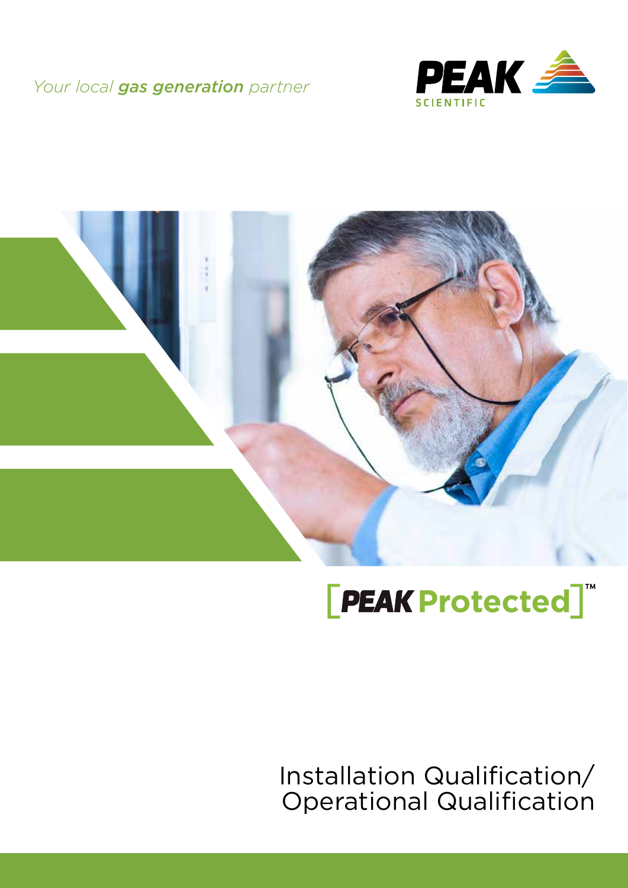*Your local **gas generation** partner*

PEAK SCIENTIFIC

[PEAK Protected]™

# Installation Qualification/ Operational Qualification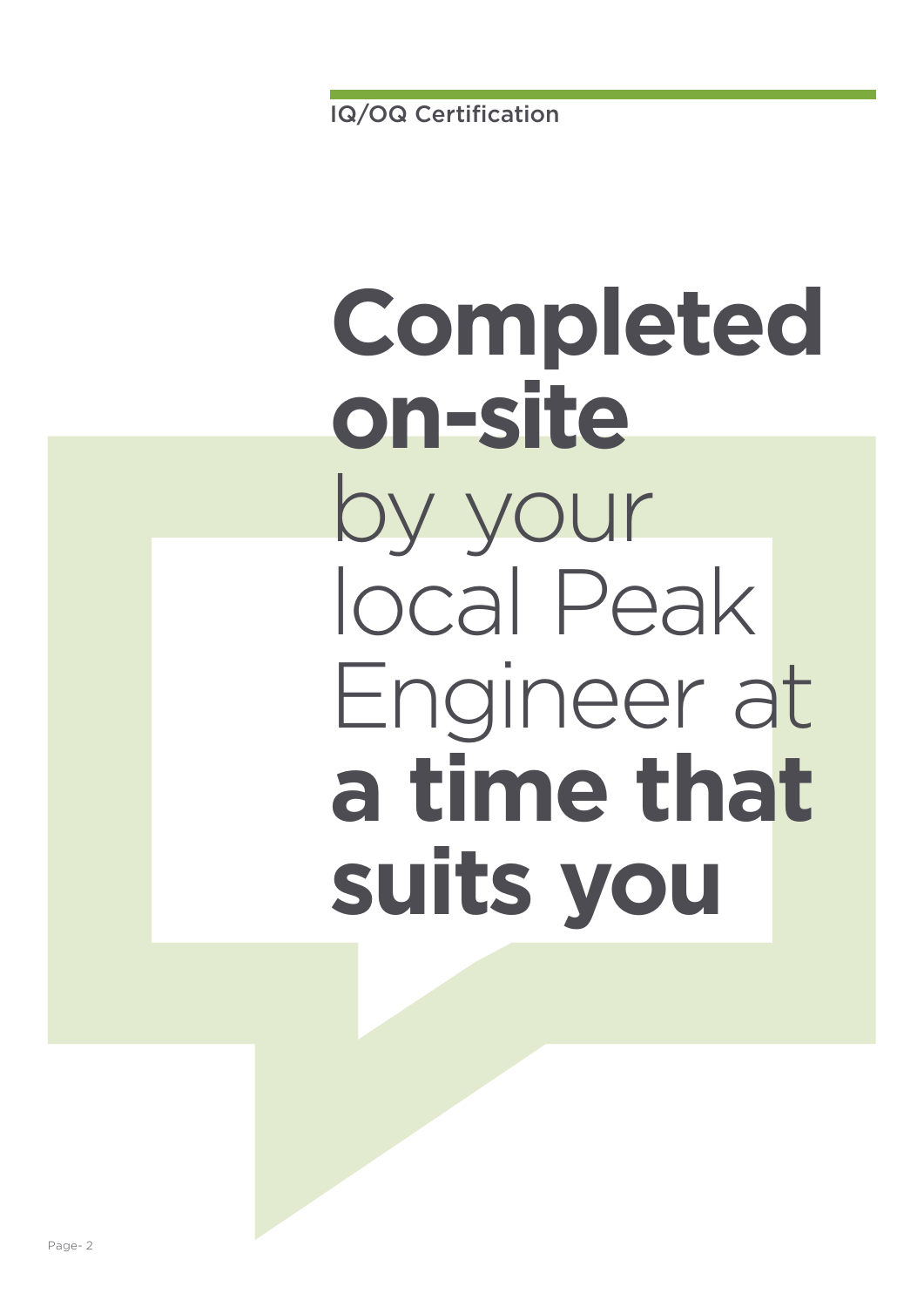IQ/OQ Certification

# **Completed on-site** by your local Peak Engineer at **a time that suits you**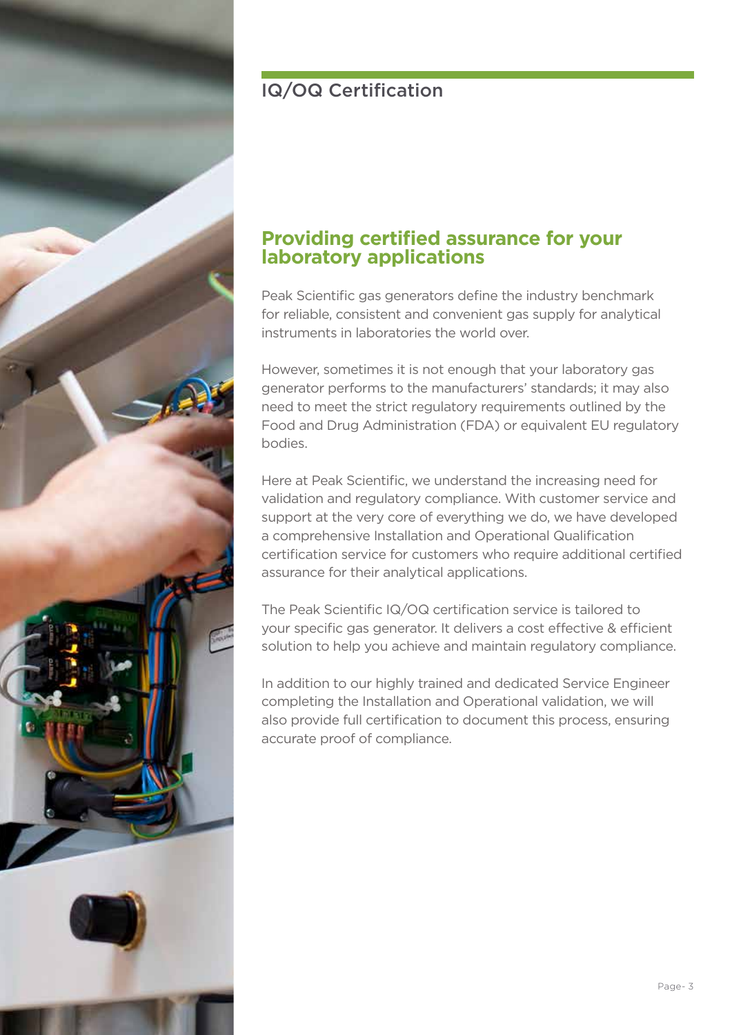# IQ/OQ Certification

## Providing certified assurance for your laboratory applications

Peak Scientific gas generators define the industry benchmark for reliable, consistent and convenient gas supply for analytical instruments in laboratories the world over.

However, sometimes it is not enough that your laboratory gas generator performs to the manufacturers' standards; it may also need to meet the strict regulatory requirements outlined by the Food and Drug Administration (FDA) or equivalent EU regulatory bodies.

Here at Peak Scientific, we understand the increasing need for validation and regulatory compliance. With customer service and support at the very core of everything we do, we have developed a comprehensive Installation and Operational Qualification certification service for customers who require additional certified assurance for their analytical applications.

The Peak Scientific IQ/OQ certification service is tailored to your specific gas generator. It delivers a cost effective & efficient solution to help you achieve and maintain regulatory compliance.

In addition to our highly trained and dedicated Service Engineer completing the Installation and Operational validation, we will also provide full certification to document this process, ensuring accurate proof of compliance.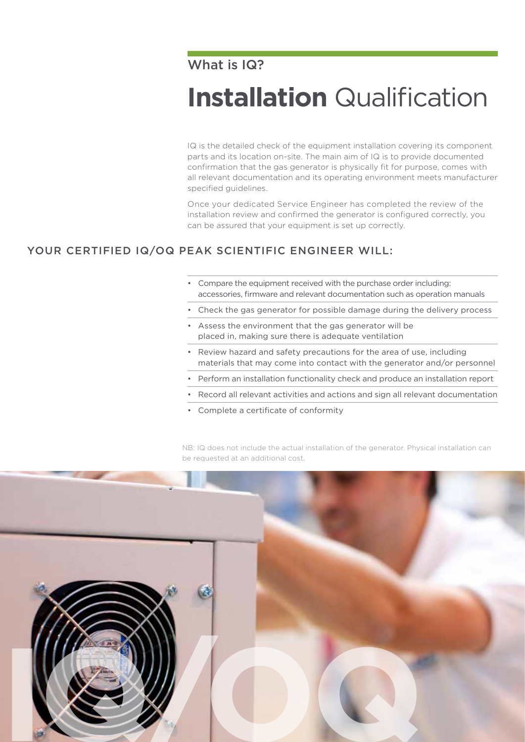## What is IQ?

# **Installation** Qualification

IQ is the detailed check of the equipment installation covering its component parts and its location on-site. The main aim of IQ is to provide documented confirmation that the gas generator is physically fit for purpose, comes with all relevant documentation and its operating environment meets manufacturer specified guidelines.

Once your dedicated Service Engineer has completed the review of the installation review and confirmed the generator is configured correctly, you can be assured that your equipment is set up correctly.

## YOUR CERTIFIED IQ/OQ PEAK SCIENTIFIC ENGINEER WILL:

- Compare the equipment received with the purchase order including: accessories, firmware and relevant documentation such as operation manuals
- Check the gas generator for possible damage during the delivery process
- Assess the environment that the gas generator will be placed in, making sure there is adequate ventilation
- Review hazard and safety precautions for the area of use, including materials that may come into contact with the generator and/or personnel
- Perform an installation functionality check and produce an installation report
- Record all relevant activities and actions and sign all relevant documentation
- Complete a certificate of conformity

NB: IQ does not include the actual installation of the generator. Physical installation can be requested at an additional cost.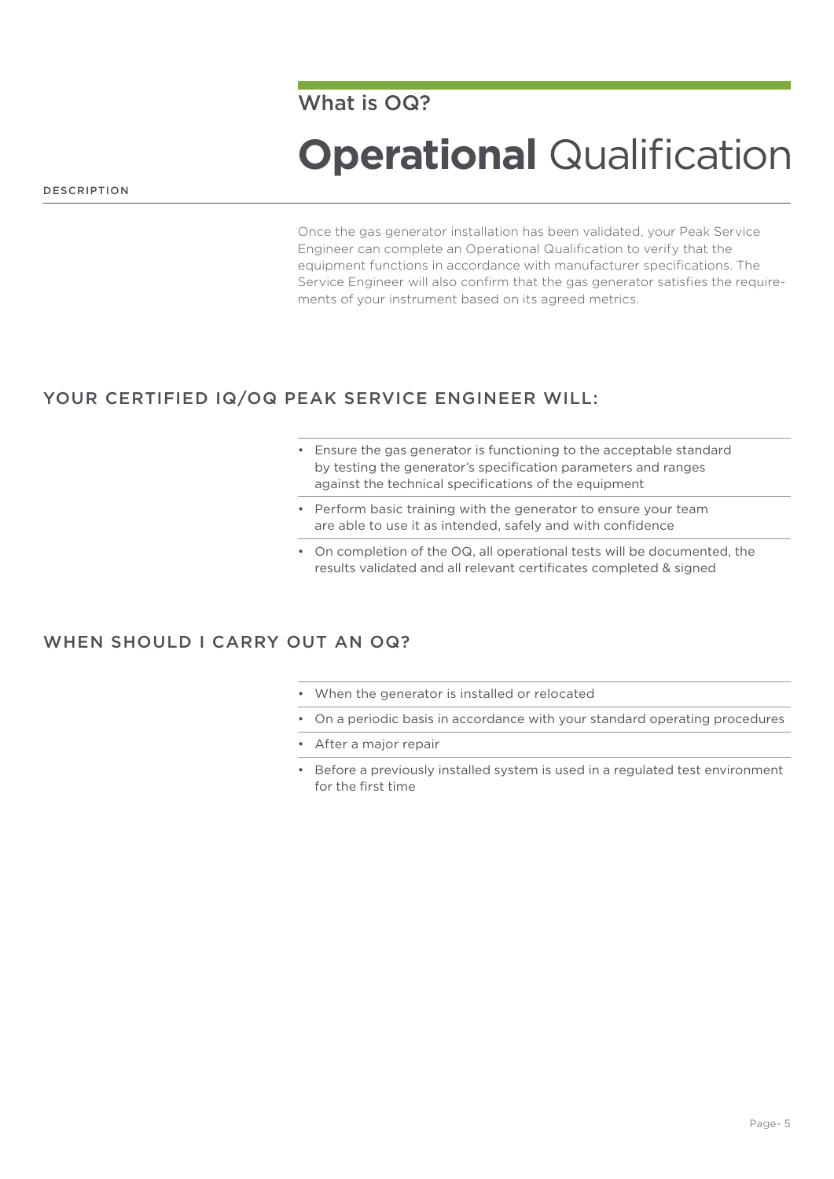## What is OQ?

# **Operational** Qualification

DESCRIPTION

Once the gas generator installation has been validated, your Peak Service Engineer can complete an Operational Qualification to verify that the equipment functions in accordance with manufacturer specifications. The Service Engineer will also confirm that the gas generator satisfies the requirements of your instrument based on its agreed metrics.

### YOUR CERTIFIED IQ/OQ PEAK SERVICE ENGINEER WILL:

- Ensure the gas generator is functioning to the acceptable standard by testing the generator's specification parameters and ranges against the technical specifications of the equipment
- Perform basic training with the generator to ensure your team are able to use it as intended, safely and with confidence
- On completion of the OQ, all operational tests will be documented, the results validated and all relevant certificates completed & signed

### WHEN SHOULD I CARRY OUT AN OQ?

- When the generator is installed or relocated
- On a periodic basis in accordance with your standard operating procedures
- After a major repair
- Before a previously installed system is used in a regulated test environment for the first time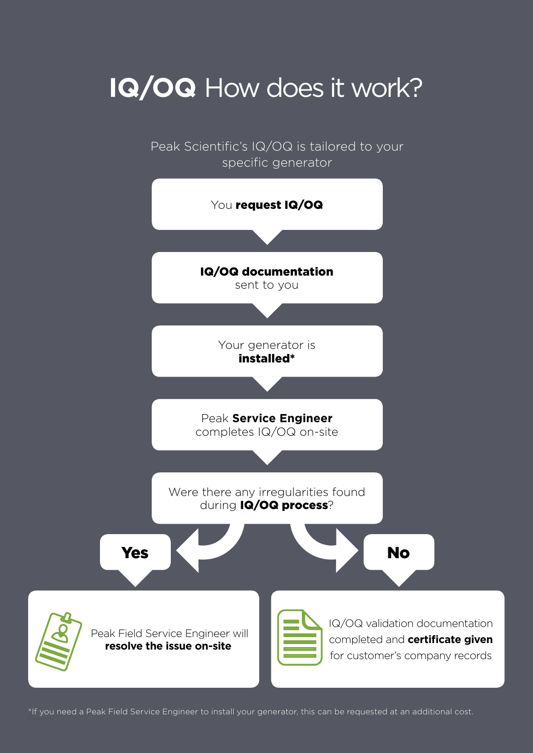# **IQ/OQ** How does it work?

Peak Scientific's IQ/OQ is tailored to your specific generator

You **request IQ/OQ**

**IQ/OQ documentation** sent to you

Your generator is **installed***

Peak **Service Engineer** completes IQ/OQ on-site

Were there any irregularities found during **IQ/OQ process**?

**Yes**

Peak Field Service Engineer will **resolve the issue on-site**

**No**

IQ/OQ validation documentation completed and **certificate given** for customer's company records

*If you need a Peak Field Service Engineer to install your generator, this can be requested at an additional cost.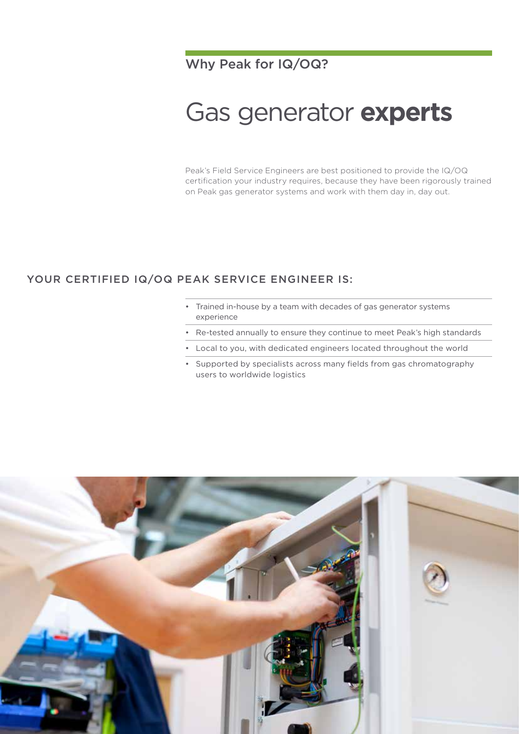Why Peak for IQ/OQ?

# Gas generator **experts**

Peak's Field Service Engineers are best positioned to provide the IQ/OQ certification your industry requires, because they have been rigorously trained on Peak gas generator systems and work with them day in, day out.

## YOUR CERTIFIED IQ/OQ PEAK SERVICE ENGINEER IS:

- Trained in-house by a team with decades of gas generator systems experience
- Re-tested annually to ensure they continue to meet Peak's high standards
- Local to you, with dedicated engineers located throughout the world
- Supported by specialists across many fields from gas chromatography users to worldwide logistics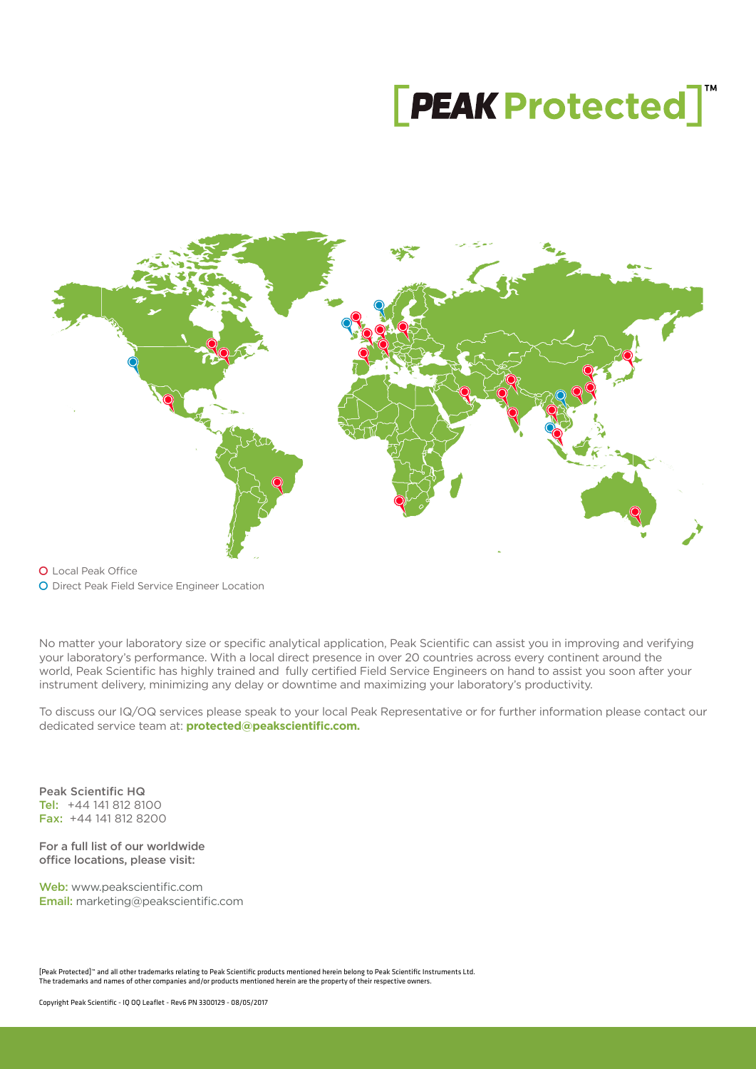# [PEAK Protected]™

O Local Peak Office

O Direct Peak Field Service Engineer Location

No matter your laboratory size or specific analytical application, Peak Scientific can assist you in improving and verifying your laboratory's performance. With a local direct presence in over 20 countries across every continent around the world, Peak Scientific has highly trained and fully certified Field Service Engineers on hand to assist you soon after your instrument delivery, minimizing any delay or downtime and maximizing your laboratory's productivity.

To discuss our IQ/OQ services please speak to your local Peak Representative or for further information please contact our dedicated service team at: **protected@peakscientific.com.**

Peak Scientific HQ
Tel: +44 141 812 8100
Fax: +44 141 812 8200

For a full list of our worldwide office locations, please visit:

Web: www.peakscientific.com
Email: marketing@peakscientific.com

[Peak Protected]™ and all other trademarks relating to Peak Scientific products mentioned herein belong to Peak Scientific Instruments Ltd.
The trademarks and names of other companies and/or products mentioned herein are the property of their respective owners.

Copyright Peak Scientific - IQ OQ Leaflet - Rev6 PN 3300129 - 08/05/2017